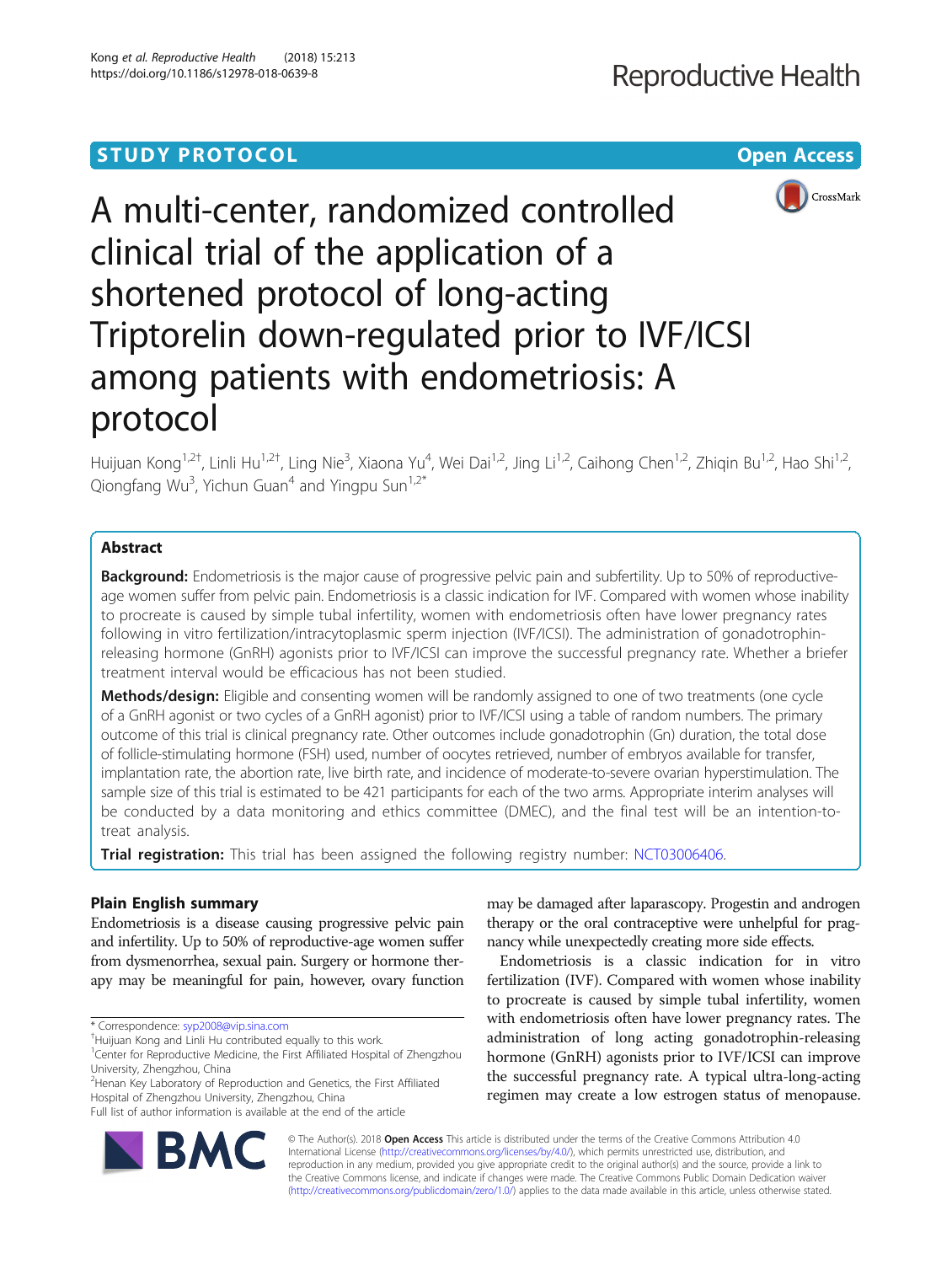STUDY PROTOCOL

Open Access

# A multi-center, randomized controlled clinical trial of the application of a shortened protocol of long-acting Triptorelin down-regulated prior to IVF/ICSI among patients with endometriosis: A protocol

Huijuan Kong[1,2†], Linli Hu[1,2†], Ling Nie[3], Xiaona Yu[4], Wei Dai[1,2], Jing Li[1,2], Caihong Chen[1,2], Zhiqin Bu[1,2], Hao Shi[1,2], Qiongfang Wu[3], Yichun Guan[4] and Yingpu Sun[1,2*]

## Abstract

**Background:** Endometriosis is the major cause of progressive pelvic pain and subfertility. Up to 50% of reproductive-age women suffer from pelvic pain. Endometriosis is a classic indication for IVF. Compared with women whose inability to procreate is caused by simple tubal infertility, women with endometriosis often have lower pregnancy rates following in vitro fertilization/intracytoplasmic sperm injection (IVF/ICSI). The administration of gonadotrophin-releasing hormone (GnRH) agonists prior to IVF/ICSI can improve the successful pregnancy rate. Whether a briefer treatment interval would be efficacious has not been studied.

**Methods/design:** Eligible and consenting women will be randomly assigned to one of two treatments (one cycle of a GnRH agonist or two cycles of a GnRH agonist) prior to IVF/ICSI using a table of random numbers. The primary outcome of this trial is clinical pregnancy rate. Other outcomes include gonadotrophin (Gn) duration, the total dose of follicle-stimulating hormone (FSH) used, number of oocytes retrieved, number of embryos available for transfer, implantation rate, the abortion rate, live birth rate, and incidence of moderate-to-severe ovarian hyperstimulation. The sample size of this trial is estimated to be 421 participants for each of the two arms. Appropriate interim analyses will be conducted by a data monitoring and ethics committee (DMEC), and the final test will be an intention-to-treat analysis.

**Trial registration:** This trial has been assigned the following registry number: NCT03006406.

## Plain English summary

Endometriosis is a disease causing progressive pelvic pain and infertility. Up to 50% of reproductive-age women suffer from dysmenorrhea, sexual pain. Surgery or hormone therapy may be meaningful for pain, however, ovary function may be damaged after laparoscopy. Progestin and androgen therapy or the oral contraceptive were unhelpful for pregnancy while unexpectedly creating more side effects.

Endometriosis is a classic indication for in vitro fertilization (IVF). Compared with women whose inability to procreate is caused by simple tubal infertility, women with endometriosis often have lower pregnancy rates. The administration of long acting gonadotrophin-releasing hormone (GnRH) agonists prior to IVF/ICSI can improve the successful pregnancy rate. A typical ultra-long-acting regimen may create a low estrogen status of menopause.

\* Correspondence: syp2008@vip.sina.com

†Huijuan Kong and Linli Hu contributed equally to this work.

[1]Center for Reproductive Medicine, the First Affiliated Hospital of Zhengzhou University, Zhengzhou, China

[2]Henan Key Laboratory of Reproduction and Genetics, the First Affiliated Hospital of Zhengzhou University, Zhengzhou, China

Full list of author information is available at the end of the article

© The Author(s). 2018 **Open Access** This article is distributed under the terms of the Creative Commons Attribution 4.0 International License (http://creativecommons.org/licenses/by/4.0/), which permits unrestricted use, distribution, and reproduction in any medium, provided you give appropriate credit to the original author(s) and the source, provide a link to the Creative Commons license, and indicate if changes were made. The Creative Commons Public Domain Dedication waiver (http://creativecommons.org/publicdomain/zero/1.0/) applies to the data made available in this article, unless otherwise stated.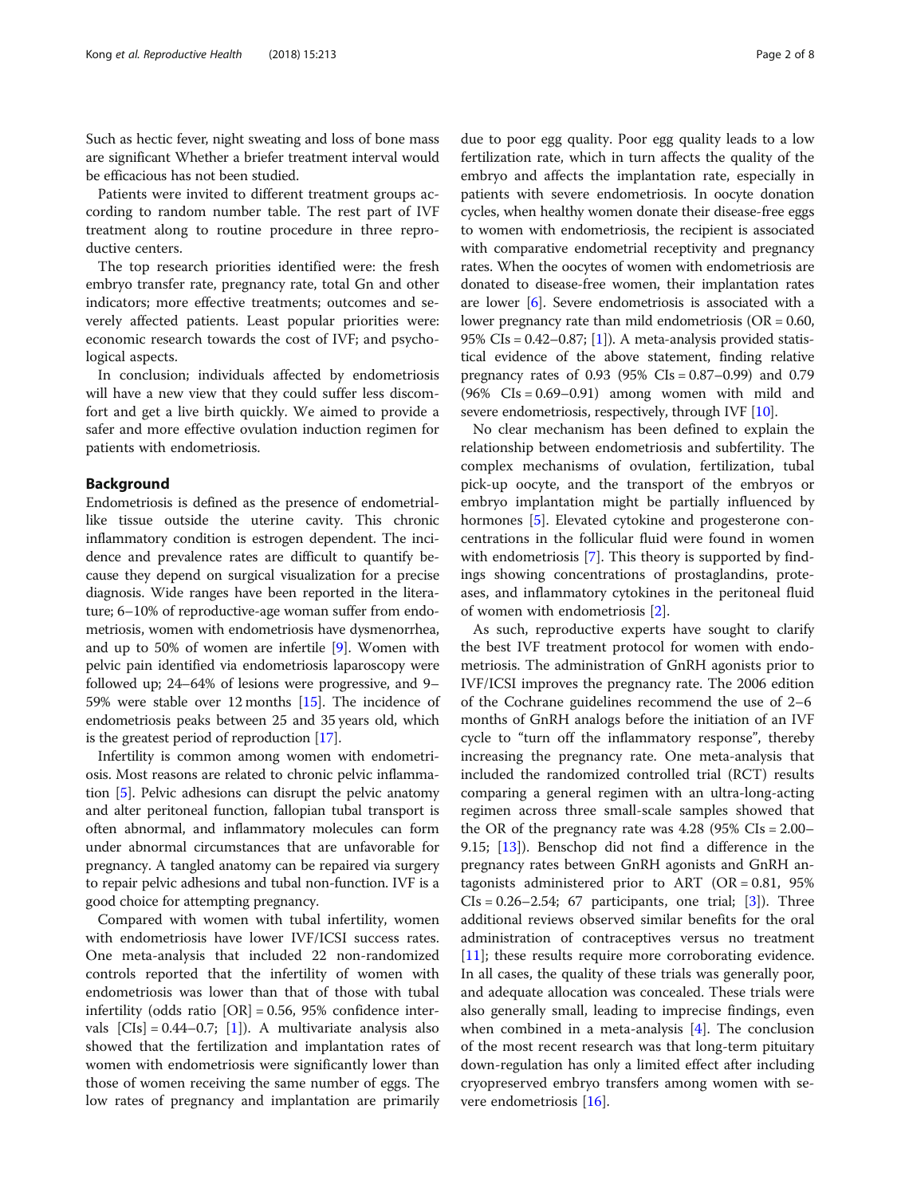Such as hectic fever, night sweating and loss of bone mass are significant Whether a briefer treatment interval would be efficacious has not been studied.

Patients were invited to different treatment groups according to random number table. The rest part of IVF treatment along to routine procedure in three reproductive centers.

The top research priorities identified were: the fresh embryo transfer rate, pregnancy rate, total Gn and other indicators; more effective treatments; outcomes and severely affected patients. Least popular priorities were: economic research towards the cost of IVF; and psychological aspects.

In conclusion; individuals affected by endometriosis will have a new view that they could suffer less discomfort and get a live birth quickly. We aimed to provide a safer and more effective ovulation induction regimen for patients with endometriosis.

## Background

Endometriosis is defined as the presence of endometrial-like tissue outside the uterine cavity. This chronic inflammatory condition is estrogen dependent. The incidence and prevalence rates are difficult to quantify because they depend on surgical visualization for a precise diagnosis. Wide ranges have been reported in the literature; 6–10% of reproductive-age woman suffer from endometriosis, women with endometriosis have dysmenorrhea, and up to 50% of women are infertile [9]. Women with pelvic pain identified via endometriosis laparoscopy were followed up; 24–64% of lesions were progressive, and 9–59% were stable over 12 months [15]. The incidence of endometriosis peaks between 25 and 35 years old, which is the greatest period of reproduction [17].

Infertility is common among women with endometriosis. Most reasons are related to chronic pelvic inflammation [5]. Pelvic adhesions can disrupt the pelvic anatomy and alter peritoneal function, fallopian tubal transport is often abnormal, and inflammatory molecules can form under abnormal circumstances that are unfavorable for pregnancy. A tangled anatomy can be repaired via surgery to repair pelvic adhesions and tubal non-function. IVF is a good choice for attempting pregnancy.

Compared with women with tubal infertility, women with endometriosis have lower IVF/ICSI success rates. One meta-analysis that included 22 non-randomized controls reported that the infertility of women with endometriosis was lower than that of those with tubal infertility (odds ratio [OR] = 0.56, 95% confidence intervals [CIs] = 0.44–0.7; [1]). A multivariate analysis also showed that the fertilization and implantation rates of women with endometriosis were significantly lower than those of women receiving the same number of eggs. The low rates of pregnancy and implantation are primarily due to poor egg quality. Poor egg quality leads to a low fertilization rate, which in turn affects the quality of the embryo and affects the implantation rate, especially in patients with severe endometriosis. In oocyte donation cycles, when healthy women donate their disease-free eggs to women with endometriosis, the recipient is associated with comparative endometrial receptivity and pregnancy rates. When the oocytes of women with endometriosis are donated to disease-free women, their implantation rates are lower [6]. Severe endometriosis is associated with a lower pregnancy rate than mild endometriosis (OR = 0.60, 95% CIs = 0.42–0.87; [1]). A meta-analysis provided statistical evidence of the above statement, finding relative pregnancy rates of 0.93 (95% CIs = 0.87–0.99) and 0.79 (96% CIs = 0.69–0.91) among women with mild and severe endometriosis, respectively, through IVF [10].

No clear mechanism has been defined to explain the relationship between endometriosis and subfertility. The complex mechanisms of ovulation, fertilization, tubal pick-up oocyte, and the transport of the embryos or embryo implantation might be partially influenced by hormones [5]. Elevated cytokine and progesterone concentrations in the follicular fluid were found in women with endometriosis [7]. This theory is supported by findings showing concentrations of prostaglandins, proteases, and inflammatory cytokines in the peritoneal fluid of women with endometriosis [2].

As such, reproductive experts have sought to clarify the best IVF treatment protocol for women with endometriosis. The administration of GnRH agonists prior to IVF/ICSI improves the pregnancy rate. The 2006 edition of the Cochrane guidelines recommend the use of 2–6 months of GnRH analogs before the initiation of an IVF cycle to "turn off the inflammatory response", thereby increasing the pregnancy rate. One meta-analysis that included the randomized controlled trial (RCT) results comparing a general regimen with an ultra-long-acting regimen across three small-scale samples showed that the OR of the pregnancy rate was 4.28 (95% CIs = 2.00–9.15; [13]). Benschop did not find a difference in the pregnancy rates between GnRH agonists and GnRH antagonists administered prior to ART (OR = 0.81, 95% CIs = 0.26–2.54; 67 participants, one trial; [3]). Three additional reviews observed similar benefits for the oral administration of contraceptives versus no treatment [11]; these results require more corroborating evidence. In all cases, the quality of these trials was generally poor, and adequate allocation was concealed. These trials were also generally small, leading to imprecise findings, even when combined in a meta-analysis [4]. The conclusion of the most recent research was that long-term pituitary down-regulation has only a limited effect after including cryopreserved embryo transfers among women with severe endometriosis [16].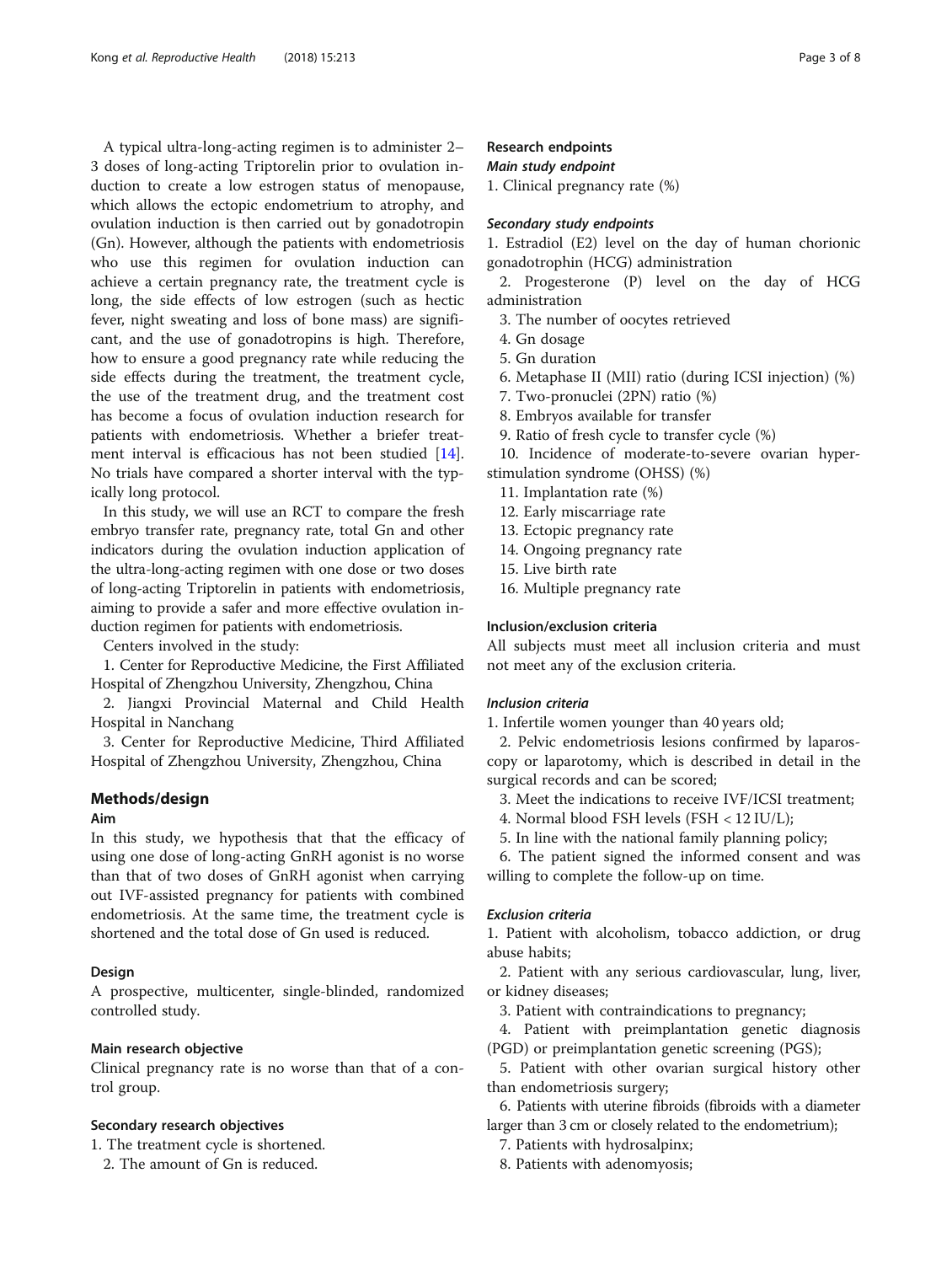A typical ultra-long-acting regimen is to administer 2–3 doses of long-acting Triptorelin prior to ovulation induction to create a low estrogen status of menopause, which allows the ectopic endometrium to atrophy, and ovulation induction is then carried out by gonadotropin (Gn). However, although the patients with endometriosis who use this regimen for ovulation induction can achieve a certain pregnancy rate, the treatment cycle is long, the side effects of low estrogen (such as hectic fever, night sweating and loss of bone mass) are significant, and the use of gonadotropins is high. Therefore, how to ensure a good pregnancy rate while reducing the side effects during the treatment, the treatment cycle, the use of the treatment drug, and the treatment cost has become a focus of ovulation induction research for patients with endometriosis. Whether a briefer treatment interval is efficacious has not been studied [14]. No trials have compared a shorter interval with the typically long protocol.

In this study, we will use an RCT to compare the fresh embryo transfer rate, pregnancy rate, total Gn and other indicators during the ovulation induction application of the ultra-long-acting regimen with one dose or two doses of long-acting Triptorelin in patients with endometriosis, aiming to provide a safer and more effective ovulation induction regimen for patients with endometriosis.

Centers involved in the study:

1. Center for Reproductive Medicine, the First Affiliated Hospital of Zhengzhou University, Zhengzhou, China
2. Jiangxi Provincial Maternal and Child Health Hospital in Nanchang
3. Center for Reproductive Medicine, Third Affiliated Hospital of Zhengzhou University, Zhengzhou, China

## Methods/design

### Aim

In this study, we hypothesis that that the efficacy of using one dose of long-acting GnRH agonist is no worse than that of two doses of GnRH agonist when carrying out IVF-assisted pregnancy for patients with combined endometriosis. At the same time, the treatment cycle is shortened and the total dose of Gn used is reduced.

### Design

A prospective, multicenter, single-blinded, randomized controlled study.

### Main research objective

Clinical pregnancy rate is no worse than that of a control group.

### Secondary research objectives

1. The treatment cycle is shortened.
2. The amount of Gn is reduced.

### Research endpoints

#### *Main study endpoint*

1. Clinical pregnancy rate (%)

#### *Secondary study endpoints*

1. Estradiol (E2) level on the day of human chorionic gonadotrophin (HCG) administration
2. Progesterone (P) level on the day of HCG administration
3. The number of oocytes retrieved
4. Gn dosage
5. Gn duration
6. Metaphase II (MII) ratio (during ICSI injection) (%)
7. Two-pronuclei (2PN) ratio (%)
8. Embryos available for transfer
9. Ratio of fresh cycle to transfer cycle (%)
10. Incidence of moderate-to-severe ovarian hyperstimulation syndrome (OHSS) (%)
11. Implantation rate (%)
12. Early miscarriage rate
13. Ectopic pregnancy rate
14. Ongoing pregnancy rate
15. Live birth rate
16. Multiple pregnancy rate

### Inclusion/exclusion criteria

All subjects must meet all inclusion criteria and must not meet any of the exclusion criteria.

#### *Inclusion criteria*

1. Infertile women younger than 40 years old;
2. Pelvic endometriosis lesions confirmed by laparoscopy or laparotomy, which is described in detail in the surgical records and can be scored;
3. Meet the indications to receive IVF/ICSI treatment;
4. Normal blood FSH levels (FSH < 12 IU/L);
5. In line with the national family planning policy;
6. The patient signed the informed consent and was willing to complete the follow-up on time.

#### *Exclusion criteria*

1. Patient with alcoholism, tobacco addiction, or drug abuse habits;
2. Patient with any serious cardiovascular, lung, liver, or kidney diseases;
3. Patient with contraindications to pregnancy;
4. Patient with preimplantation genetic diagnosis (PGD) or preimplantation genetic screening (PGS);
5. Patient with other ovarian surgical history other than endometriosis surgery;
6. Patients with uterine fibroids (fibroids with a diameter larger than 3 cm or closely related to the endometrium);
7. Patients with hydrosalpinx;
8. Patients with adenomyosis;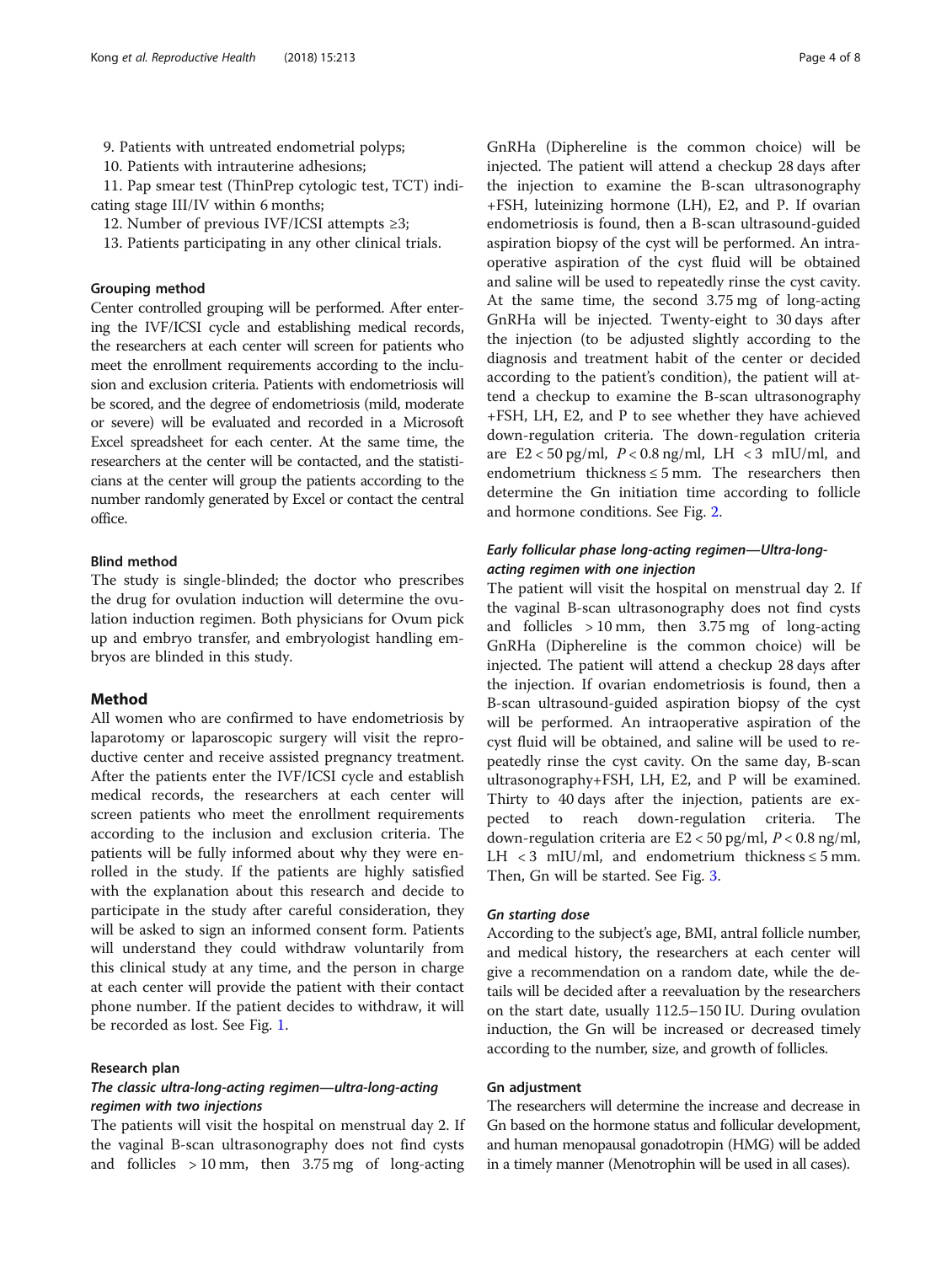9. Patients with untreated endometrial polyps;
10. Patients with intrauterine adhesions;
11. Pap smear test (ThinPrep cytologic test, TCT) indicating stage III/IV within 6 months;
12. Number of previous IVF/ICSI attempts ≥3;
13. Patients participating in any other clinical trials.

### Grouping method

Center controlled grouping will be performed. After entering the IVF/ICSI cycle and establishing medical records, the researchers at each center will screen for patients who meet the enrollment requirements according to the inclusion and exclusion criteria. Patients with endometriosis will be scored, and the degree of endometriosis (mild, moderate or severe) will be evaluated and recorded in a Microsoft Excel spreadsheet for each center. At the same time, the researchers at the center will be contacted, and the statisticians at the center will group the patients according to the number randomly generated by Excel or contact the central office.

### Blind method

The study is single-blinded; the doctor who prescribes the drug for ovulation induction will determine the ovulation induction regimen. Both physicians for Ovum pick up and embryo transfer, and embryologist handling embryos are blinded in this study.

## Method

All women who are confirmed to have endometriosis by laparotomy or laparoscopic surgery will visit the reproductive center and receive assisted pregnancy treatment. After the patients enter the IVF/ICSI cycle and establish medical records, the researchers at each center will screen patients who meet the enrollment requirements according to the inclusion and exclusion criteria. The patients will be fully informed about why they were enrolled in the study. If the patients are highly satisfied with the explanation about this research and decide to participate in the study after careful consideration, they will be asked to sign an informed consent form. Patients will understand they could withdraw voluntarily from this clinical study at any time, and the person in charge at each center will provide the patient with their contact phone number. If the patient decides to withdraw, it will be recorded as lost. See Fig. 1.

### Research plan

#### *The classic ultra-long-acting regimen—ultra-long-acting regimen with two injections*

The patients will visit the hospital on menstrual day 2. If the vaginal B-scan ultrasonography does not find cysts and follicles > 10 mm, then 3.75 mg of long-acting GnRHa (Diphereline is the common choice) will be injected. The patient will attend a checkup 28 days after the injection to examine the B-scan ultrasonography +FSH, luteinizing hormone (LH), E2, and P. If ovarian endometriosis is found, then a B-scan ultrasound-guided aspiration biopsy of the cyst will be performed. An intraoperative aspiration of the cyst fluid will be obtained and saline will be used to repeatedly rinse the cyst cavity. At the same time, the second 3.75 mg of long-acting GnRHa will be injected. Twenty-eight to 30 days after the injection (to be adjusted slightly according to the diagnosis and treatment habit of the center or decided according to the patient's condition), the patient will attend a checkup to examine the B-scan ultrasonography +FSH, LH, E2, and P to see whether they have achieved down-regulation criteria. The down-regulation criteria are E2 < 50 pg/ml, $P < 0.8$ ng/ml, LH < 3 mIU/ml, and endometrium thickness ≤ 5 mm. The researchers then determine the Gn initiation time according to follicle and hormone conditions. See Fig. 2.

#### *Early follicular phase long-acting regimen—Ultra-long-acting regimen with one injection*

The patient will visit the hospital on menstrual day 2. If the vaginal B-scan ultrasonography does not find cysts and follicles > 10 mm, then 3.75 mg of long-acting GnRHa (Diphereline is the common choice) will be injected. The patient will attend a checkup 28 days after the injection. If ovarian endometriosis is found, then a B-scan ultrasound-guided aspiration biopsy of the cyst will be performed. An intraoperative aspiration of the cyst fluid will be obtained, and saline will be used to repeatedly rinse the cyst cavity. On the same day, B-scan ultrasonography+FSH, LH, E2, and P will be examined. Thirty to 40 days after the injection, patients are expected to reach down-regulation criteria. The down-regulation criteria are E2 < 50 pg/ml, $P < 0.8$ ng/ml, LH < 3 mIU/ml, and endometrium thickness ≤ 5 mm. Then, Gn will be started. See Fig. 3.

#### *Gn starting dose*

According to the subject's age, BMI, antral follicle number, and medical history, the researchers at each center will give a recommendation on a random date, while the details will be decided after a reevaluation by the researchers on the start date, usually 112.5–150 IU. During ovulation induction, the Gn will be increased or decreased timely according to the number, size, and growth of follicles.

#### *Gn adjustment*

The researchers will determine the increase and decrease in Gn based on the hormone status and follicular development, and human menopausal gonadotropin (HMG) will be added in a timely manner (Menotrophin will be used in all cases).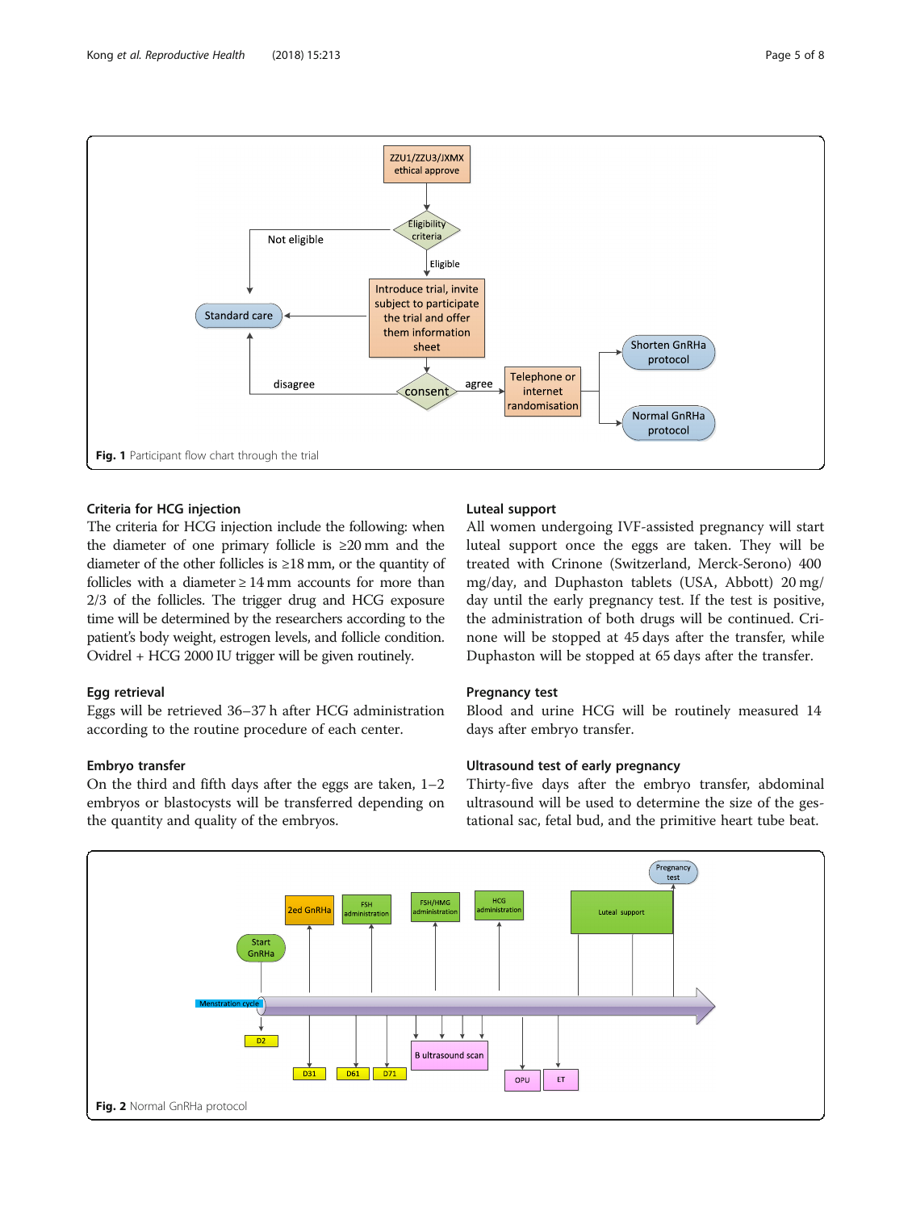Fig. 1 Participant flow chart through the trial

### Criteria for HCG injection

The criteria for HCG injection include the following: when the diameter of one primary follicle is ≥20 mm and the diameter of the other follicles is ≥18 mm, or the quantity of follicles with a diameter ≥ 14 mm accounts for more than 2/3 of the follicles. The trigger drug and HCG exposure time will be determined by the researchers according to the patient's body weight, estrogen levels, and follicle condition. Ovidrel + HCG 2000 IU trigger will be given routinely.

### Egg retrieval

Eggs will be retrieved 36–37 h after HCG administration according to the routine procedure of each center.

### Embryo transfer

On the third and fifth days after the eggs are taken, 1–2 embryos or blastocysts will be transferred depending on the quantity and quality of the embryos.

### Luteal support

All women undergoing IVF-assisted pregnancy will start luteal support once the eggs are taken. They will be treated with Crinone (Switzerland, Merck-Serono) 400 mg/day, and Duphaston tablets (USA, Abbott) 20 mg/day until the early pregnancy test. If the test is positive, the administration of both drugs will be continued. Crinone will be stopped at 45 days after the transfer, while Duphaston will be stopped at 65 days after the transfer.

### Pregnancy test

Blood and urine HCG will be routinely measured 14 days after embryo transfer.

### Ultrasound test of early pregnancy

Thirty-five days after the embryo transfer, abdominal ultrasound will be used to determine the size of the gestational sac, fetal bud, and the primitive heart tube beat.

Fig. 2 Normal GnRHa protocol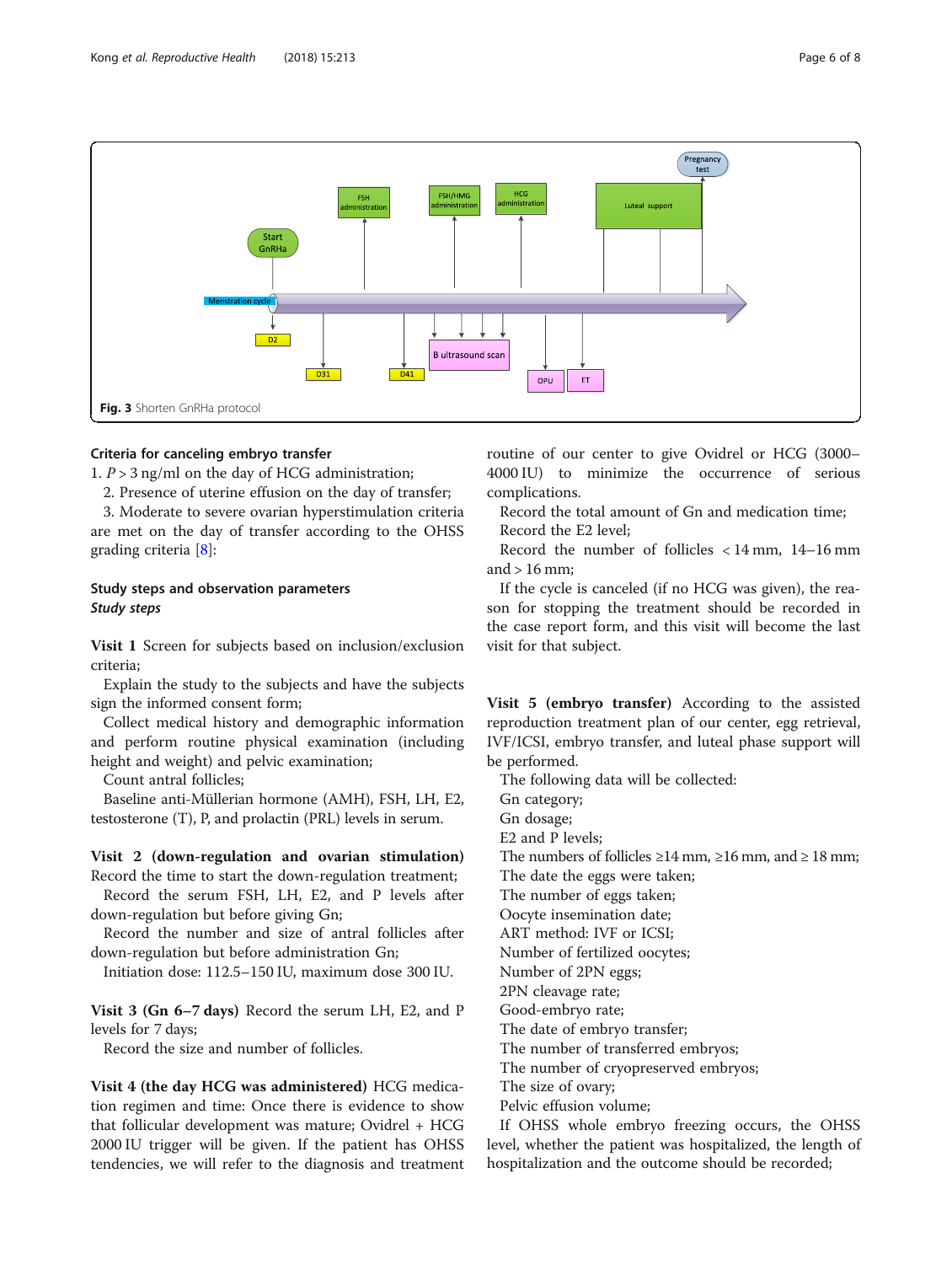Fig. 3 Shorten GnRHa protocol

### Criteria for canceling embryo transfer

1. $P > 3$ ng/ml on the day of HCG administration;
2. Presence of uterine effusion on the day of transfer;
3. Moderate to severe ovarian hyperstimulation criteria are met on the day of transfer according to the OHSS grading criteria [8]:

## Study steps and observation parameters

### *Study steps*

**Visit 1** Screen for subjects based on inclusion/exclusion criteria;

Explain the study to the subjects and have the subjects sign the informed consent form;

Collect medical history and demographic information and perform routine physical examination (including height and weight) and pelvic examination;

Count antral follicles;

Baseline anti-Müllerian hormone (AMH), FSH, LH, E2, testosterone (T), P, and prolactin (PRL) levels in serum.

**Visit 2 (down-regulation and ovarian stimulation)** Record the time to start the down-regulation treatment;

Record the serum FSH, LH, E2, and P levels after down-regulation but before giving Gn;

Record the number and size of antral follicles after down-regulation but before administration Gn;

Initiation dose: 112.5–150 IU, maximum dose 300 IU.

**Visit 3 (Gn 6–7 days)** Record the serum LH, E2, and P levels for 7 days;

Record the size and number of follicles.

**Visit 4 (the day HCG was administered)** HCG medication regimen and time: Once there is evidence to show that follicular development was mature; Ovidrel + HCG 2000 IU trigger will be given. If the patient has OHSS tendencies, we will refer to the diagnosis and treatment routine of our center to give Ovidrel or HCG (3000–4000 IU) to minimize the occurrence of serious complications.

Record the total amount of Gn and medication time;

Record the E2 level;

Record the number of follicles < 14 mm, 14–16 mm and > 16 mm;

If the cycle is canceled (if no HCG was given), the reason for stopping the treatment should be recorded in the case report form, and this visit will become the last visit for that subject.

**Visit 5 (embryo transfer)** According to the assisted reproduction treatment plan of our center, egg retrieval, IVF/ICSI, embryo transfer, and luteal phase support will be performed.

The following data will be collected:

Gn category;

Gn dosage;

E2 and P levels;

The numbers of follicles ≥14 mm, ≥16 mm, and ≥ 18 mm;

The date the eggs were taken;

The number of eggs taken;

Oocyte insemination date;

ART method: IVF or ICSI;

Number of fertilized oocytes;

Number of 2PN eggs;

2PN cleavage rate;

Good-embryo rate;

The date of embryo transfer;

The number of transferred embryos;

The number of cryopreserved embryos;

The size of ovary;

Pelvic effusion volume;

If OHSS whole embryo freezing occurs, the OHSS level, whether the patient was hospitalized, the length of hospitalization and the outcome should be recorded;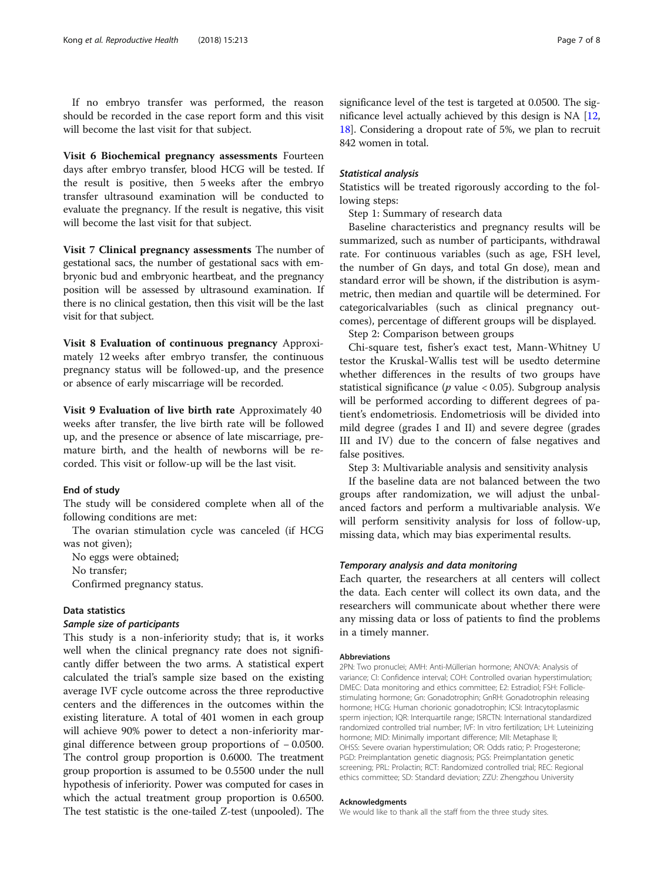If no embryo transfer was performed, the reason should be recorded in the case report form and this visit will become the last visit for that subject.

**Visit 6 Biochemical pregnancy assessments** Fourteen days after embryo transfer, blood HCG will be tested. If the result is positive, then 5 weeks after the embryo transfer ultrasound examination will be conducted to evaluate the pregnancy. If the result is negative, this visit will become the last visit for that subject.

**Visit 7 Clinical pregnancy assessments** The number of gestational sacs, the number of gestational sacs with embryonic bud and embryonic heartbeat, and the pregnancy position will be assessed by ultrasound examination. If there is no clinical gestation, then this visit will be the last visit for that subject.

**Visit 8 Evaluation of continuous pregnancy** Approximately 12 weeks after embryo transfer, the continuous pregnancy status will be followed-up, and the presence or absence of early miscarriage will be recorded.

**Visit 9 Evaluation of live birth rate** Approximately 40 weeks after transfer, the live birth rate will be followed up, and the presence or absence of late miscarriage, premature birth, and the health of newborns will be recorded. This visit or follow-up will be the last visit.

### End of study

The study will be considered complete when all of the following conditions are met:

The ovarian stimulation cycle was canceled (if HCG was not given);

No eggs were obtained;

No transfer;

Confirmed pregnancy status.

### Data statistics

#### *Sample size of participants*

This study is a non-inferiority study; that is, it works well when the clinical pregnancy rate does not significantly differ between the two arms. A statistical expert calculated the trial's sample size based on the existing average IVF cycle outcome across the three reproductive centers and the differences in the outcomes within the existing literature. A total of 401 women in each group will achieve 90% power to detect a non-inferiority marginal difference between group proportions of − 0.0500. The control group proportion is 0.6000. The treatment group proportion is assumed to be 0.5500 under the null hypothesis of inferiority. Power was computed for cases in which the actual treatment group proportion is 0.6500. The test statistic is the one-tailed Z-test (unpooled). The significance level of the test is targeted at 0.0500. The significance level actually achieved by this design is NA [12, 18]. Considering a dropout rate of 5%, we plan to recruit 842 women in total.

#### *Statistical analysis*

Statistics will be treated rigorously according to the following steps:

Step 1: Summary of research data

Baseline characteristics and pregnancy results will be summarized, such as number of participants, withdrawal rate. For continuous variables (such as age, FSH level, the number of Gn days, and total Gn dose), mean and standard error will be shown, if the distribution is asymmetric, then median and quartile will be determined. For categoricalvariables (such as clinical pregnancy outcomes), percentage of different groups will be displayed.

Step 2: Comparison between groups

Chi-square test, fisher's exact test, Mann-Whitney U testor the Kruskal-Wallis test will be usedto determine whether differences in the results of two groups have statistical significance ($p$ value < 0.05). Subgroup analysis will be performed according to different degrees of patient's endometriosis. Endometriosis will be divided into mild degree (grades I and II) and severe degree (grades III and IV) due to the concern of false negatives and false positives.

Step 3: Multivariable analysis and sensitivity analysis

If the baseline data are not balanced between the two groups after randomization, we will adjust the unbalanced factors and perform a multivariable analysis. We will perform sensitivity analysis for loss of follow-up, missing data, which may bias experimental results.

#### *Temporary analysis and data monitoring*

Each quarter, the researchers at all centers will collect the data. Each center will collect its own data, and the researchers will communicate about whether there were any missing data or loss of patients to find the problems in a timely manner.

#### Abbreviations

2PN: Two pronuclei; AMH: Anti-Müllerian hormone; ANOVA: Analysis of variance; CI: Confidence interval; COH: Controlled ovarian hyperstimulation; DMEC: Data monitoring and ethics committee; E2: Estradiol; FSH: Follicle-stimulating hormone; Gn: Gonadotrophin; GnRH: Gonadotrophin releasing hormone; HCG: Human chorionic gonadotrophin; ICSI: Intracytoplasmic sperm injection; IQR: Interquartile range; ISRCTN: International standardized randomized controlled trial number; IVF: In vitro fertilization; LH: Luteinizing hormone; MID: Minimally important difference; MII: Metaphase II; OHSS: Severe ovarian hyperstimulation; OR: Odds ratio; P: Progesterone; PGD: Preimplantation genetic diagnosis; PGS: Preimplantation genetic screening; PRL: Prolactin; RCT: Randomized controlled trial; REC: Regional ethics committee; SD: Standard deviation; ZZU: Zhengzhou University

#### Acknowledgments

We would like to thank all the staff from the three study sites.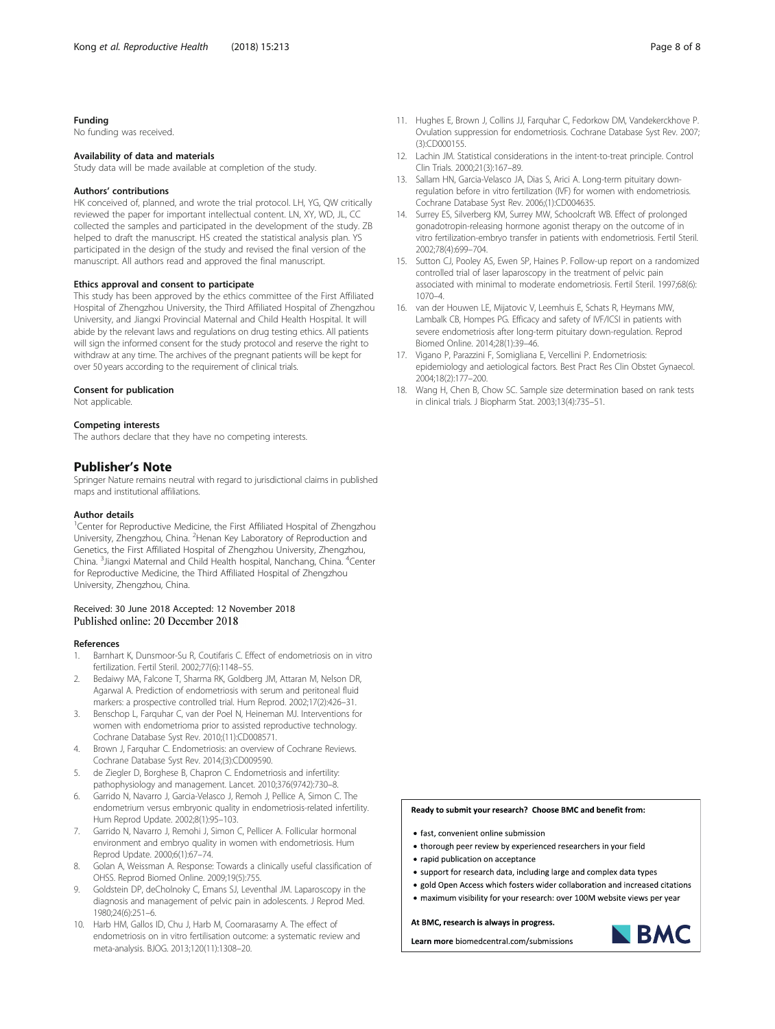#### Funding
No funding was received.

#### Availability of data and materials
Study data will be made available at completion of the study.

#### Authors' contributions
HK conceived of, planned, and wrote the trial protocol. LH, YG, QW critically reviewed the paper for important intellectual content. LN, XY, WD, JL, CC collected the samples and participated in the development of the study. ZB helped to draft the manuscript. HS created the statistical analysis plan. YS participated in the design of the study and revised the final version of the manuscript. All authors read and approved the final manuscript.

#### Ethics approval and consent to participate
This study has been approved by the ethics committee of the First Affiliated Hospital of Zhengzhou University, the Third Affiliated Hospital of Zhengzhou University, and Jiangxi Provincial Maternal and Child Health Hospital. It will abide by the relevant laws and regulations on drug testing ethics. All patients will sign the informed consent for the study protocol and reserve the right to withdraw at any time. The archives of the pregnant patients will be kept for over 50 years according to the requirement of clinical trials.

#### Consent for publication
Not applicable.

#### Competing interests
The authors declare that they have no competing interests.

## Publisher's Note
Springer Nature remains neutral with regard to jurisdictional claims in published maps and institutional affiliations.

#### Author details
[1]Center for Reproductive Medicine, the First Affiliated Hospital of Zhengzhou University, Zhengzhou, China. [2]Henan Key Laboratory of Reproduction and Genetics, the First Affiliated Hospital of Zhengzhou University, Zhengzhou, China. [3]Jiangxi Maternal and Child Health hospital, Nanchang, China. [4]Center for Reproductive Medicine, the Third Affiliated Hospital of Zhengzhou University, Zhengzhou, China.

Received: 30 June 2018 Accepted: 12 November 2018
Published online: 20 December 2018

#### References
1. Barnhart K, Dunsmoor-Su R, Coutifaris C. Effect of endometriosis on in vitro fertilization. Fertil Steril. 2002;77(6):1148–55.
2. Bedaiwy MA, Falcone T, Sharma RK, Goldberg JM, Attaran M, Nelson DR, Agarwal A. Prediction of endometriosis with serum and peritoneal fluid markers: a prospective controlled trial. Hum Reprod. 2002;17(2):426–31.
3. Benschop L, Farquhar C, van der Poel N, Heineman MJ. Interventions for women with endometrioma prior to assisted reproductive technology. Cochrane Database Syst Rev. 2010;(11):CD008571.
4. Brown J, Farquhar C. Endometriosis: an overview of Cochrane Reviews. Cochrane Database Syst Rev. 2014;(3):CD009590.
5. de Ziegler D, Borghese B, Chapron C. Endometriosis and infertility: pathophysiology and management. Lancet. 2010;376(9742):730–8.
6. Garrido N, Navarro J, Garcia-Velasco J, Remoh J, Pellice A, Simon C. The endometrium versus embryonic quality in endometriosis-related infertility. Hum Reprod Update. 2002;8(1):95–103.
7. Garrido N, Navarro J, Remohi J, Simon C, Pellicer A. Follicular hormonal environment and embryo quality in women with endometriosis. Hum Reprod Update. 2000;6(1):67–74.
8. Golan A, Weissman A. Response: Towards a clinically useful classification of OHSS. Reprod Biomed Online. 2009;19(5):755.
9. Goldstein DP, deCholnoky C, Emans SJ, Leventhal JM. Laparoscopy in the diagnosis and management of pelvic pain in adolescents. J Reprod Med. 1980;24(6):251–6.
10. Harb HM, Gallos ID, Chu J, Harb M, Coomarasamy A. The effect of endometriosis on in vitro fertilisation outcome: a systematic review and meta-analysis. BJOG. 2013;120(11):1308–20.
11. Hughes E, Brown J, Collins JJ, Farquhar C, Fedorkow DM, Vandekerckhove P. Ovulation suppression for endometriosis. Cochrane Database Syst Rev. 2007;(3):CD000155.
12. Lachin JM. Statistical considerations in the intent-to-treat principle. Control Clin Trials. 2000;21(3):167–89.
13. Sallam HN, Garcia-Velasco JA, Dias S, Arici A. Long-term pituitary down-regulation before in vitro fertilization (IVF) for women with endometriosis. Cochrane Database Syst Rev. 2006;(1):CD004635.
14. Surrey ES, Silverberg KM, Surrey MW, Schoolcraft WB. Effect of prolonged gonadotropin-releasing hormone agonist therapy on the outcome of in vitro fertilization-embryo transfer in patients with endometriosis. Fertil Steril. 2002;78(4):699–704.
15. Sutton CJ, Pooley AS, Ewen SP, Haines P. Follow-up report on a randomized controlled trial of laser laparoscopy in the treatment of pelvic pain associated with minimal to moderate endometriosis. Fertil Steril. 1997;68(6):1070–4.
16. van der Houwen LE, Mijatovic V, Leemhuis E, Schats R, Heymans MW, Lambalk CB, Hompes PG. Efficacy and safety of IVF/ICSI in patients with severe endometriosis after long-term pituitary down-regulation. Reprod Biomed Online. 2014;28(1):39–46.
17. Vigano P, Parazzini F, Somigliana E, Vercellini P. Endometriosis: epidemiology and aetiological factors. Best Pract Res Clin Obstet Gynaecol. 2004;18(2):177–200.
18. Wang H, Chen B, Chow SC. Sample size determination based on rank tests in clinical trials. J Biopharm Stat. 2003;13(4):735–51.

**Ready to submit your research? Choose BMC and benefit from:**

- fast, convenient online submission
- thorough peer review by experienced researchers in your field
- rapid publication on acceptance
- support for research data, including large and complex data types
- gold Open Access which fosters wider collaboration and increased citations
- maximum visibility for your research: over 100M website views per year

**At BMC, research is always in progress.**

**Learn more** biomedcentral.com/submissions

BMC